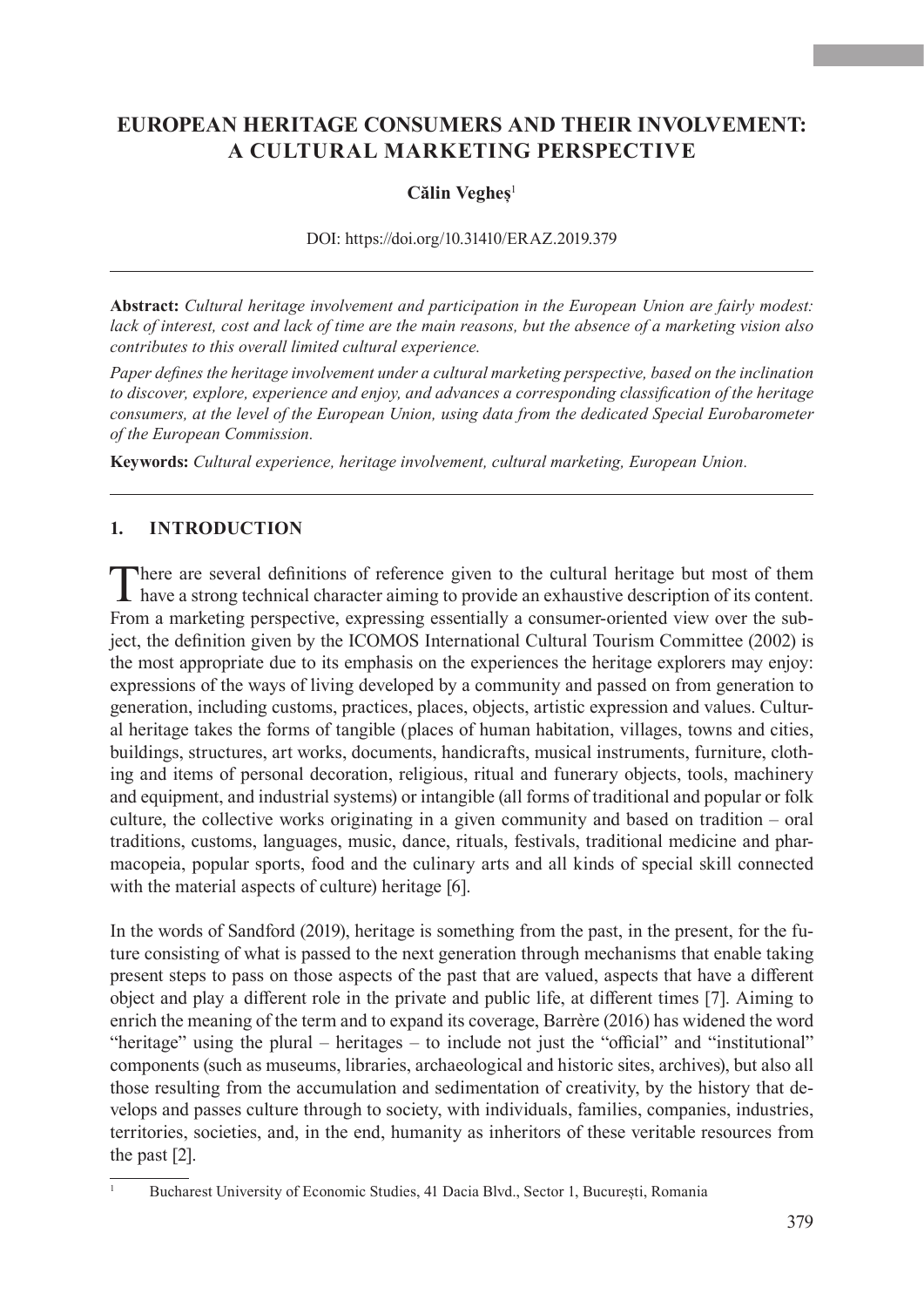# EUROPEAN HERITAGE CONSUMERS AND THEIR INVOLVEMENT: A CULTURAL MARKETING PERSPECTIVE

**Călin Vegheș**[1]

DOI: https://doi.org/10.31410/ERAZ.2019.379

**Abstract:** *Cultural heritage involvement and participation in the European Union are fairly modest: lack of interest, cost and lack of time are the main reasons, but the absence of a marketing vision also contributes to this overall limited cultural experience.*

*Paper defines the heritage involvement under a cultural marketing perspective, based on the inclination to discover, explore, experience and enjoy, and advances a corresponding classification of the heritage consumers, at the level of the European Union, using data from the dedicated Special Eurobarometer of the European Commission.*

**Keywords:** *Cultural experience, heritage involvement, cultural marketing, European Union.*

## 1. INTRODUCTION

There are several definitions of reference given to the cultural heritage but most of them have a strong technical character aiming to provide an exhaustive description of its content. From a marketing perspective, expressing essentially a consumer-oriented view over the subject, the definition given by the ICOMOS International Cultural Tourism Committee (2002) is the most appropriate due to its emphasis on the experiences the heritage explorers may enjoy: expressions of the ways of living developed by a community and passed on from generation to generation, including customs, practices, places, objects, artistic expression and values. Cultural heritage takes the forms of tangible (places of human habitation, villages, towns and cities, buildings, structures, art works, documents, handicrafts, musical instruments, furniture, clothing and items of personal decoration, religious, ritual and funerary objects, tools, machinery and equipment, and industrial systems) or intangible (all forms of traditional and popular or folk culture, the collective works originating in a given community and based on tradition – oral traditions, customs, languages, music, dance, rituals, festivals, traditional medicine and pharmacopeia, popular sports, food and the culinary arts and all kinds of special skill connected with the material aspects of culture) heritage [6].

In the words of Sandford (2019), heritage is something from the past, in the present, for the future consisting of what is passed to the next generation through mechanisms that enable taking present steps to pass on those aspects of the past that are valued, aspects that have a different object and play a different role in the private and public life, at different times [7]. Aiming to enrich the meaning of the term and to expand its coverage, Barrère (2016) has widened the word "heritage" using the plural – heritages – to include not just the "official" and "institutional" components (such as museums, libraries, archaeological and historic sites, archives), but also all those resulting from the accumulation and sedimentation of creativity, by the history that develops and passes culture through to society, with individuals, families, companies, industries, territories, societies, and, in the end, humanity as inheritors of these veritable resources from the past [2].

[1] Bucharest University of Economic Studies, 41 Dacia Blvd., Sector 1, București, Romania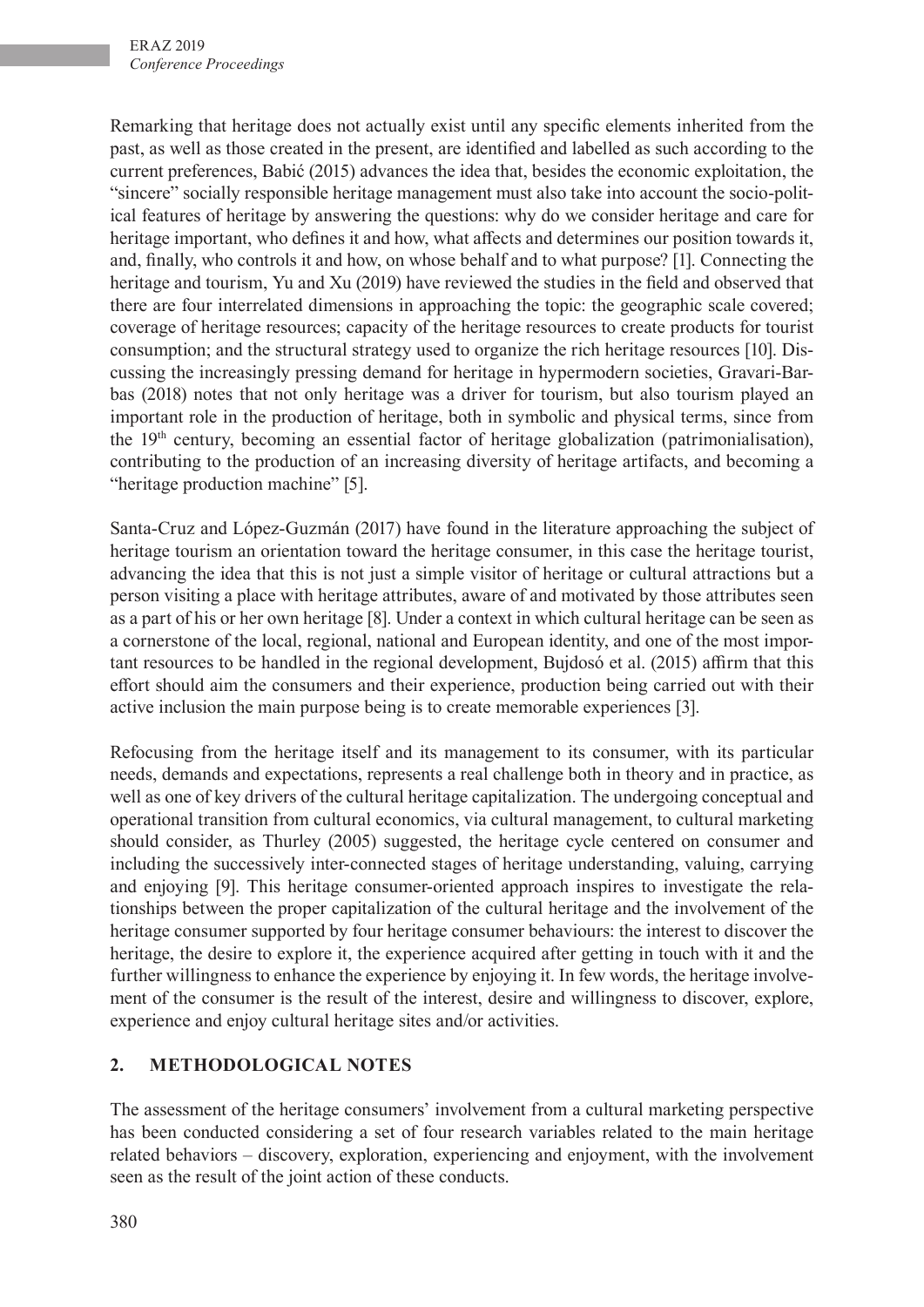Remarking that heritage does not actually exist until any specific elements inherited from the past, as well as those created in the present, are identified and labelled as such according to the current preferences, Babić (2015) advances the idea that, besides the economic exploitation, the "sincere" socially responsible heritage management must also take into account the socio-political features of heritage by answering the questions: why do we consider heritage and care for heritage important, who defines it and how, what affects and determines our position towards it, and, finally, who controls it and how, on whose behalf and to what purpose? [1]. Connecting the heritage and tourism, Yu and Xu (2019) have reviewed the studies in the field and observed that there are four interrelated dimensions in approaching the topic: the geographic scale covered; coverage of heritage resources; capacity of the heritage resources to create products for tourist consumption; and the structural strategy used to organize the rich heritage resources [10]. Discussing the increasingly pressing demand for heritage in hypermodern societies, Gravari-Barbas (2018) notes that not only heritage was a driver for tourism, but also tourism played an important role in the production of heritage, both in symbolic and physical terms, since from the 19th century, becoming an essential factor of heritage globalization (patrimonialisation), contributing to the production of an increasing diversity of heritage artifacts, and becoming a "heritage production machine" [5].

Santa-Cruz and López-Guzmán (2017) have found in the literature approaching the subject of heritage tourism an orientation toward the heritage consumer, in this case the heritage tourist, advancing the idea that this is not just a simple visitor of heritage or cultural attractions but a person visiting a place with heritage attributes, aware of and motivated by those attributes seen as a part of his or her own heritage [8]. Under a context in which cultural heritage can be seen as a cornerstone of the local, regional, national and European identity, and one of the most important resources to be handled in the regional development, Bujdosó et al. (2015) affirm that this effort should aim the consumers and their experience, production being carried out with their active inclusion the main purpose being is to create memorable experiences [3].

Refocusing from the heritage itself and its management to its consumer, with its particular needs, demands and expectations, represents a real challenge both in theory and in practice, as well as one of key drivers of the cultural heritage capitalization. The undergoing conceptual and operational transition from cultural economics, via cultural management, to cultural marketing should consider, as Thurley (2005) suggested, the heritage cycle centered on consumer and including the successively inter-connected stages of heritage understanding, valuing, carrying and enjoying [9]. This heritage consumer-oriented approach inspires to investigate the relationships between the proper capitalization of the cultural heritage and the involvement of the heritage consumer supported by four heritage consumer behaviours: the interest to discover the heritage, the desire to explore it, the experience acquired after getting in touch with it and the further willingness to enhance the experience by enjoying it. In few words, the heritage involvement of the consumer is the result of the interest, desire and willingness to discover, explore, experience and enjoy cultural heritage sites and/or activities.

## 2. METHODOLOGICAL NOTES

The assessment of the heritage consumers' involvement from a cultural marketing perspective has been conducted considering a set of four research variables related to the main heritage related behaviors – discovery, exploration, experiencing and enjoyment, with the involvement seen as the result of the joint action of these conducts.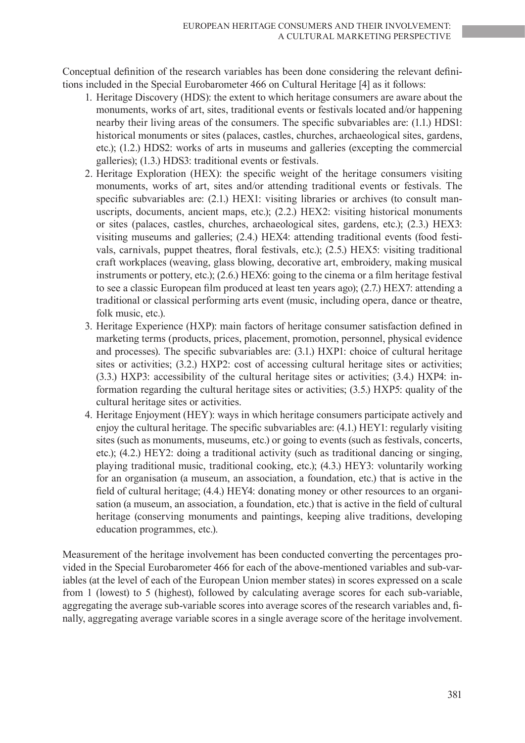Conceptual definition of the research variables has been done considering the relevant definitions included in the Special Eurobarometer 466 on Cultural Heritage [4] as it follows:

1. Heritage Discovery (HDS): the extent to which heritage consumers are aware about the monuments, works of art, sites, traditional events or festivals located and/or happening nearby their living areas of the consumers. The specific subvariables are: (1.1.) HDS1: historical monuments or sites (palaces, castles, churches, archaeological sites, gardens, etc.); (1.2.) HDS2: works of arts in museums and galleries (excepting the commercial galleries); (1.3.) HDS3: traditional events or festivals.
2. Heritage Exploration (HEX): the specific weight of the heritage consumers visiting monuments, works of art, sites and/or attending traditional events or festivals. The specific subvariables are: (2.1.) HEX1: visiting libraries or archives (to consult manuscripts, documents, ancient maps, etc.); (2.2.) HEX2: visiting historical monuments or sites (palaces, castles, churches, archaeological sites, gardens, etc.); (2.3.) HEX3: visiting museums and galleries; (2.4.) HEX4: attending traditional events (food festivals, carnivals, puppet theatres, floral festivals, etc.); (2.5.) HEX5: visiting traditional craft workplaces (weaving, glass blowing, decorative art, embroidery, making musical instruments or pottery, etc.); (2.6.) HEX6: going to the cinema or a film heritage festival to see a classic European film produced at least ten years ago); (2.7.) HEX7: attending a traditional or classical performing arts event (music, including opera, dance or theatre, folk music, etc.).
3. Heritage Experience (HXP): main factors of heritage consumer satisfaction defined in marketing terms (products, prices, placement, promotion, personnel, physical evidence and processes). The specific subvariables are: (3.1.) HXP1: choice of cultural heritage sites or activities; (3.2.) HXP2: cost of accessing cultural heritage sites or activities; (3.3.) HXP3: accessibility of the cultural heritage sites or activities; (3.4.) HXP4: information regarding the cultural heritage sites or activities; (3.5.) HXP5: quality of the cultural heritage sites or activities.
4. Heritage Enjoyment (HEY): ways in which heritage consumers participate actively and enjoy the cultural heritage. The specific subvariables are: (4.1.) HEY1: regularly visiting sites (such as monuments, museums, etc.) or going to events (such as festivals, concerts, etc.); (4.2.) HEY2: doing a traditional activity (such as traditional dancing or singing, playing traditional music, traditional cooking, etc.); (4.3.) HEY3: voluntarily working for an organisation (a museum, an association, a foundation, etc.) that is active in the field of cultural heritage; (4.4.) HEY4: donating money or other resources to an organisation (a museum, an association, a foundation, etc.) that is active in the field of cultural heritage (conserving monuments and paintings, keeping alive traditions, developing education programmes, etc.).

Measurement of the heritage involvement has been conducted converting the percentages provided in the Special Eurobarometer 466 for each of the above-mentioned variables and sub-variables (at the level of each of the European Union member states) in scores expressed on a scale from 1 (lowest) to 5 (highest), followed by calculating average scores for each sub-variable, aggregating the average sub-variable scores into average scores of the research variables and, finally, aggregating average variable scores in a single average score of the heritage involvement.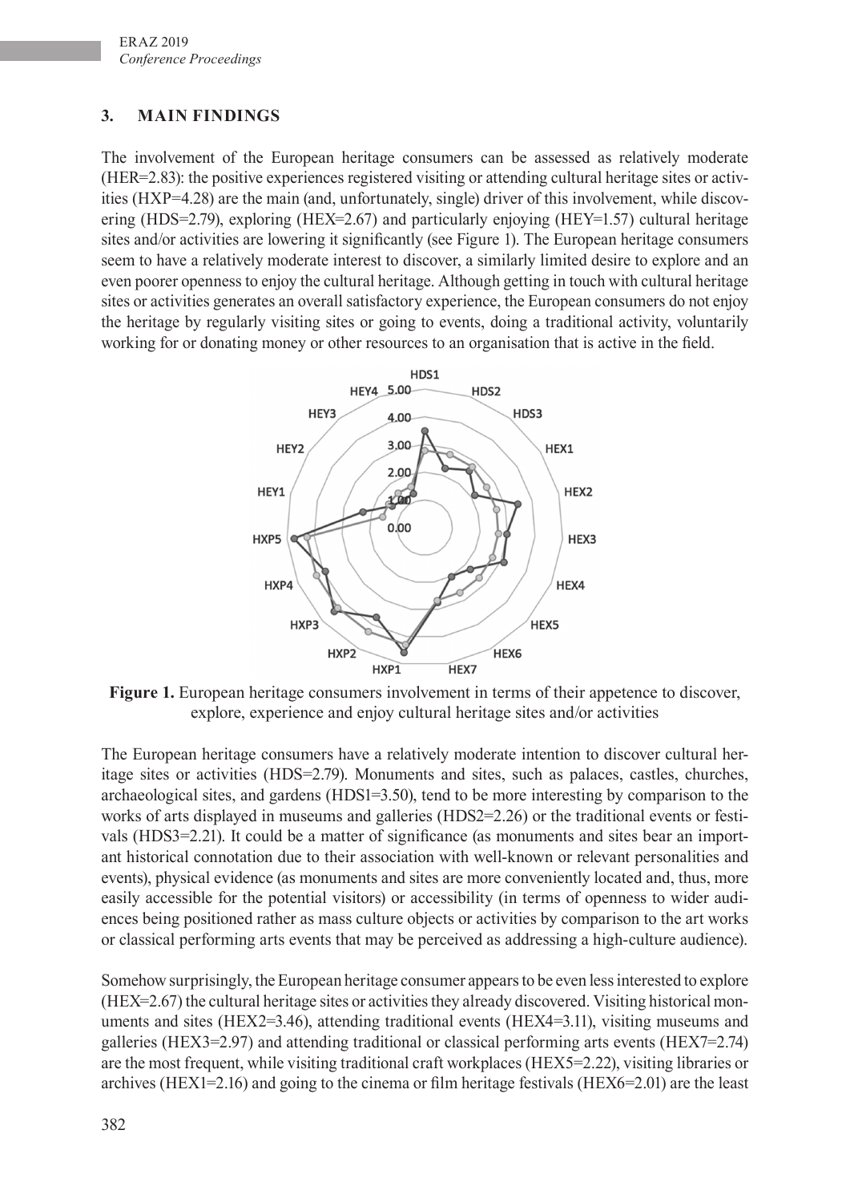## 3. MAIN FINDINGS

The involvement of the European heritage consumers can be assessed as relatively moderate (HER=2.83): the positive experiences registered visiting or attending cultural heritage sites or activities (HXP=4.28) are the main (and, unfortunately, single) driver of this involvement, while discovering (HDS=2.79), exploring (HEX=2.67) and particularly enjoying (HEY=1.57) cultural heritage sites and/or activities are lowering it significantly (see Figure 1). The European heritage consumers seem to have a relatively moderate interest to discover, a similarly limited desire to explore and an even poorer openness to enjoy the cultural heritage. Although getting in touch with cultural heritage sites or activities generates an overall satisfactory experience, the European consumers do not enjoy the heritage by regularly visiting sites or going to events, doing a traditional activity, voluntarily working for or donating money or other resources to an organisation that is active in the field.

**Figure 1.** European heritage consumers involvement in terms of their appetence to discover, explore, experience and enjoy cultural heritage sites and/or activities

The European heritage consumers have a relatively moderate intention to discover cultural heritage sites or activities (HDS=2.79). Monuments and sites, such as palaces, castles, churches, archaeological sites, and gardens (HDS1=3.50), tend to be more interesting by comparison to the works of arts displayed in museums and galleries (HDS2=2.26) or the traditional events or festivals (HDS3=2.21). It could be a matter of significance (as monuments and sites bear an important historical connotation due to their association with well-known or relevant personalities and events), physical evidence (as monuments and sites are more conveniently located and, thus, more easily accessible for the potential visitors) or accessibility (in terms of openness to wider audiences being positioned rather as mass culture objects or activities by comparison to the art works or classical performing arts events that may be perceived as addressing a high-culture audience).

Somehow surprisingly, the European heritage consumer appears to be even less interested to explore (HEX=2.67) the cultural heritage sites or activities they already discovered. Visiting historical monuments and sites (HEX2=3.46), attending traditional events (HEX4=3.11), visiting museums and galleries (HEX3=2.97) and attending traditional or classical performing arts events (HEX7=2.74) are the most frequent, while visiting traditional craft workplaces (HEX5=2.22), visiting libraries or archives (HEX1=2.16) and going to the cinema or film heritage festivals (HEX6=2.01) are the least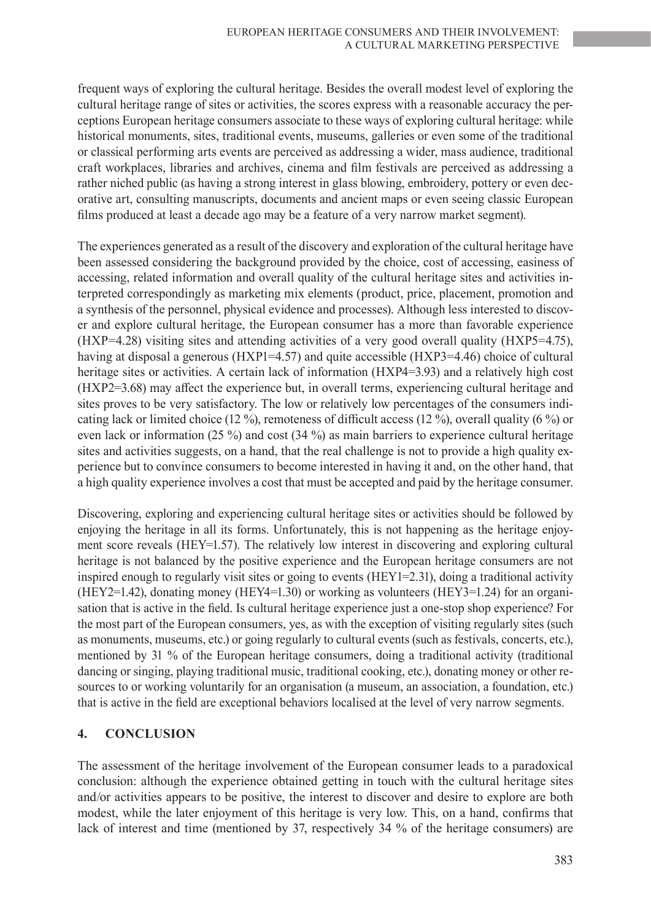frequent ways of exploring the cultural heritage. Besides the overall modest level of exploring the cultural heritage range of sites or activities, the scores express with a reasonable accuracy the perceptions European heritage consumers associate to these ways of exploring cultural heritage: while historical monuments, sites, traditional events, museums, galleries or even some of the traditional or classical performing arts events are perceived as addressing a wider, mass audience, traditional craft workplaces, libraries and archives, cinema and film festivals are perceived as addressing a rather niched public (as having a strong interest in glass blowing, embroidery, pottery or even decorative art, consulting manuscripts, documents and ancient maps or even seeing classic European films produced at least a decade ago may be a feature of a very narrow market segment).

The experiences generated as a result of the discovery and exploration of the cultural heritage have been assessed considering the background provided by the choice, cost of accessing, easiness of accessing, related information and overall quality of the cultural heritage sites and activities interpreted correspondingly as marketing mix elements (product, price, placement, promotion and a synthesis of the personnel, physical evidence and processes). Although less interested to discover and explore cultural heritage, the European consumer has a more than favorable experience (HXP=4.28) visiting sites and attending activities of a very good overall quality (HXP5=4.75), having at disposal a generous (HXP1=4.57) and quite accessible (HXP3=4.46) choice of cultural heritage sites or activities. A certain lack of information (HXP4=3.93) and a relatively high cost (HXP2=3.68) may affect the experience but, in overall terms, experiencing cultural heritage and sites proves to be very satisfactory. The low or relatively low percentages of the consumers indicating lack or limited choice (12 %), remoteness of difficult access (12 %), overall quality (6 %) or even lack or information (25 %) and cost (34 %) as main barriers to experience cultural heritage sites and activities suggests, on a hand, that the real challenge is not to provide a high quality experience but to convince consumers to become interested in having it and, on the other hand, that a high quality experience involves a cost that must be accepted and paid by the heritage consumer.

Discovering, exploring and experiencing cultural heritage sites or activities should be followed by enjoying the heritage in all its forms. Unfortunately, this is not happening as the heritage enjoyment score reveals (HEY=1.57). The relatively low interest in discovering and exploring cultural heritage is not balanced by the positive experience and the European heritage consumers are not inspired enough to regularly visit sites or going to events (HEY1=2.31), doing a traditional activity (HEY2=1.42), donating money (HEY4=1.30) or working as volunteers (HEY3=1.24) for an organisation that is active in the field. Is cultural heritage experience just a one-stop shop experience? For the most part of the European consumers, yes, as with the exception of visiting regularly sites (such as monuments, museums, etc.) or going regularly to cultural events (such as festivals, concerts, etc.), mentioned by 31 % of the European heritage consumers, doing a traditional activity (traditional dancing or singing, playing traditional music, traditional cooking, etc.), donating money or other resources to or working voluntarily for an organisation (a museum, an association, a foundation, etc.) that is active in the field are exceptional behaviors localised at the level of very narrow segments.

## 4. CONCLUSION

The assessment of the heritage involvement of the European consumer leads to a paradoxical conclusion: although the experience obtained getting in touch with the cultural heritage sites and/or activities appears to be positive, the interest to discover and desire to explore are both modest, while the later enjoyment of this heritage is very low. This, on a hand, confirms that lack of interest and time (mentioned by 37, respectively 34 % of the heritage consumers) are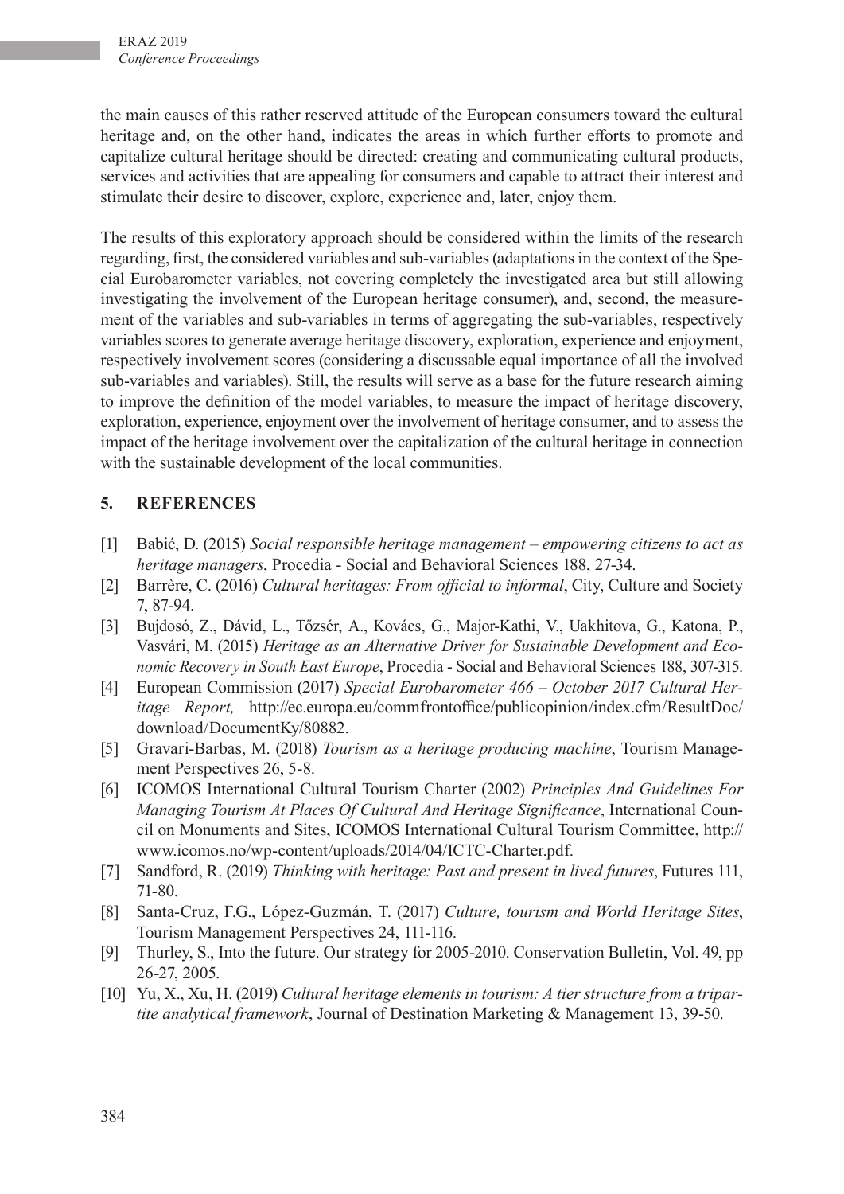the main causes of this rather reserved attitude of the European consumers toward the cultural heritage and, on the other hand, indicates the areas in which further efforts to promote and capitalize cultural heritage should be directed: creating and communicating cultural products, services and activities that are appealing for consumers and capable to attract their interest and stimulate their desire to discover, explore, experience and, later, enjoy them.

The results of this exploratory approach should be considered within the limits of the research regarding, first, the considered variables and sub-variables (adaptations in the context of the Special Eurobarometer variables, not covering completely the investigated area but still allowing investigating the involvement of the European heritage consumer), and, second, the measurement of the variables and sub-variables in terms of aggregating the sub-variables, respectively variables scores to generate average heritage discovery, exploration, experience and enjoyment, respectively involvement scores (considering a discussable equal importance of all the involved sub-variables and variables). Still, the results will serve as a base for the future research aiming to improve the definition of the model variables, to measure the impact of heritage discovery, exploration, experience, enjoyment over the involvement of heritage consumer, and to assess the impact of the heritage involvement over the capitalization of the cultural heritage in connection with the sustainable development of the local communities.

## 5. REFERENCES

[1] Babić, D. (2015) *Social responsible heritage management – empowering citizens to act as heritage managers*, Procedia - Social and Behavioral Sciences 188, 27-34.

[2] Barrère, C. (2016) *Cultural heritages: From official to informal*, City, Culture and Society 7, 87-94.

[3] Bujdosó, Z., Dávid, L., Tőzsér, A., Kovács, G., Major-Kathi, V., Uakhitova, G., Katona, P., Vasvári, M. (2015) *Heritage as an Alternative Driver for Sustainable Development and Economic Recovery in South East Europe*, Procedia - Social and Behavioral Sciences 188, 307-315.

[4] European Commission (2017) *Special Eurobarometer 466 – October 2017 Cultural Heritage Report,* http://ec.europa.eu/commfrontoffice/publicopinion/index.cfm/ResultDoc/download/DocumentKy/80882.

[5] Gravari-Barbas, M. (2018) *Tourism as a heritage producing machine*, Tourism Management Perspectives 26, 5-8.

[6] ICOMOS International Cultural Tourism Charter (2002) *Principles And Guidelines For Managing Tourism At Places Of Cultural And Heritage Significance*, International Council on Monuments and Sites, ICOMOS International Cultural Tourism Committee, http://www.icomos.no/wp-content/uploads/2014/04/ICTC-Charter.pdf.

[7] Sandford, R. (2019) *Thinking with heritage: Past and present in lived futures*, Futures 111, 71-80.

[8] Santa-Cruz, F.G., López-Guzmán, T. (2017) *Culture, tourism and World Heritage Sites*, Tourism Management Perspectives 24, 111-116.

[9] Thurley, S., Into the future. Our strategy for 2005-2010. Conservation Bulletin, Vol. 49, pp 26-27, 2005.

[10] Yu, X., Xu, H. (2019) *Cultural heritage elements in tourism: A tier structure from a tripartite analytical framework*, Journal of Destination Marketing & Management 13, 39-50.